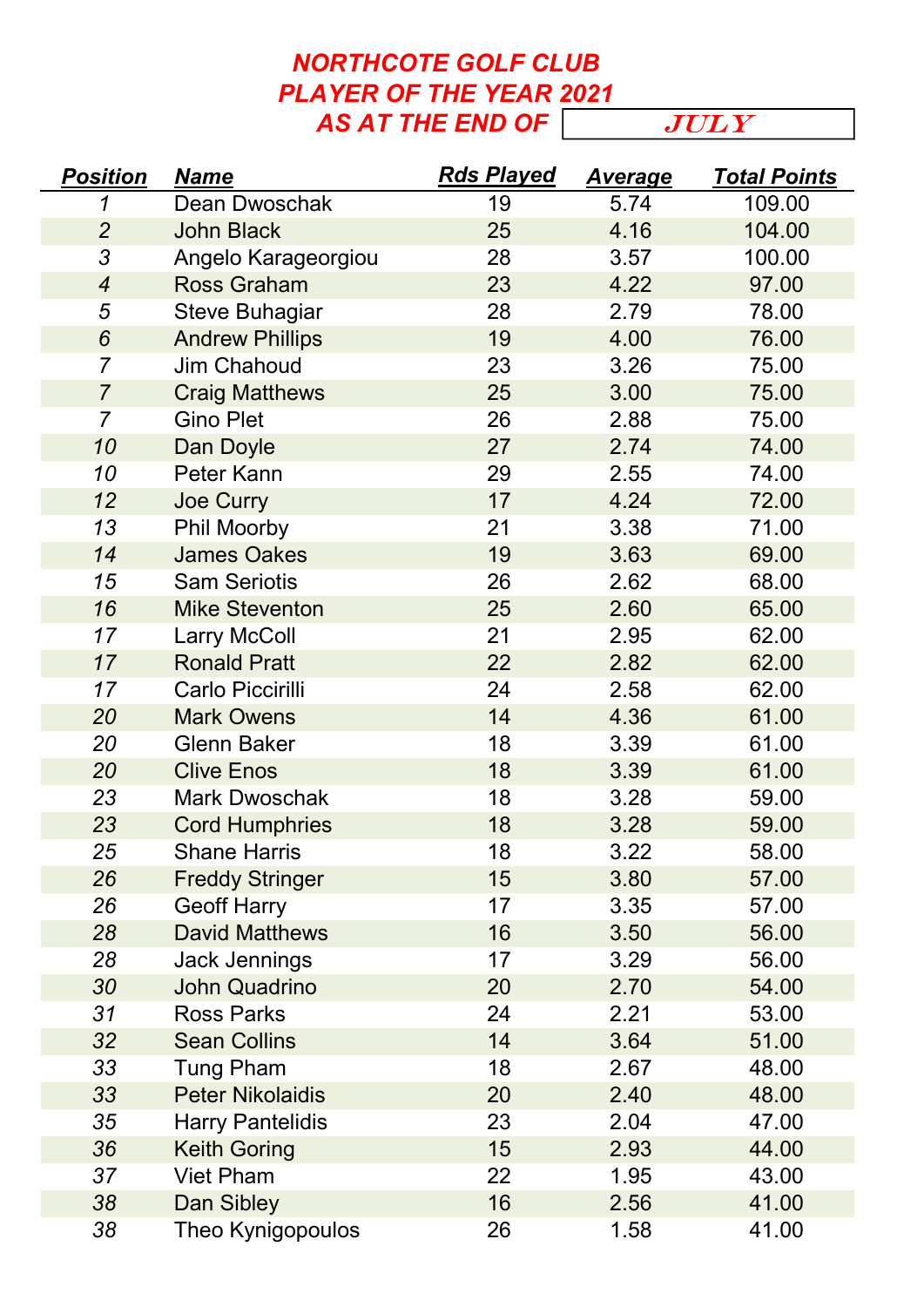# NORTHCOTE GOLF CLUB
# PLAYER OF THE YEAR 2021
## AS AT THE END OF JULY

| Position | Name | Rds Played | Average | Total Points |
|---|---|---|---|---|
| 1 | Dean Dwoschak | 19 | 5.74 | 109.00 |
| 2 | John Black | 25 | 4.16 | 104.00 |
| 3 | Angelo Karageorgiou | 28 | 3.57 | 100.00 |
| 4 | Ross Graham | 23 | 4.22 | 97.00 |
| 5 | Steve Buhagiar | 28 | 2.79 | 78.00 |
| 6 | Andrew Phillips | 19 | 4.00 | 76.00 |
| 7 | Jim Chahoud | 23 | 3.26 | 75.00 |
| 7 | Craig Matthews | 25 | 3.00 | 75.00 |
| 7 | Gino Plet | 26 | 2.88 | 75.00 |
| 10 | Dan Doyle | 27 | 2.74 | 74.00 |
| 10 | Peter Kann | 29 | 2.55 | 74.00 |
| 12 | Joe Curry | 17 | 4.24 | 72.00 |
| 13 | Phil Moorby | 21 | 3.38 | 71.00 |
| 14 | James Oakes | 19 | 3.63 | 69.00 |
| 15 | Sam Seriotis | 26 | 2.62 | 68.00 |
| 16 | Mike Steventon | 25 | 2.60 | 65.00 |
| 17 | Larry McColl | 21 | 2.95 | 62.00 |
| 17 | Ronald Pratt | 22 | 2.82 | 62.00 |
| 17 | Carlo Piccirilli | 24 | 2.58 | 62.00 |
| 20 | Mark Owens | 14 | 4.36 | 61.00 |
| 20 | Glenn Baker | 18 | 3.39 | 61.00 |
| 20 | Clive Enos | 18 | 3.39 | 61.00 |
| 23 | Mark Dwoschak | 18 | 3.28 | 59.00 |
| 23 | Cord Humphries | 18 | 3.28 | 59.00 |
| 25 | Shane Harris | 18 | 3.22 | 58.00 |
| 26 | Freddy Stringer | 15 | 3.80 | 57.00 |
| 26 | Geoff Harry | 17 | 3.35 | 57.00 |
| 28 | David Matthews | 16 | 3.50 | 56.00 |
| 28 | Jack Jennings | 17 | 3.29 | 56.00 |
| 30 | John Quadrino | 20 | 2.70 | 54.00 |
| 31 | Ross Parks | 24 | 2.21 | 53.00 |
| 32 | Sean Collins | 14 | 3.64 | 51.00 |
| 33 | Tung Pham | 18 | 2.67 | 48.00 |
| 33 | Peter Nikolaidis | 20 | 2.40 | 48.00 |
| 35 | Harry Pantelidis | 23 | 2.04 | 47.00 |
| 36 | Keith Goring | 15 | 2.93 | 44.00 |
| 37 | Viet Pham | 22 | 1.95 | 43.00 |
| 38 | Dan Sibley | 16 | 2.56 | 41.00 |
| 38 | Theo Kynigopoulos | 26 | 1.58 | 41.00 |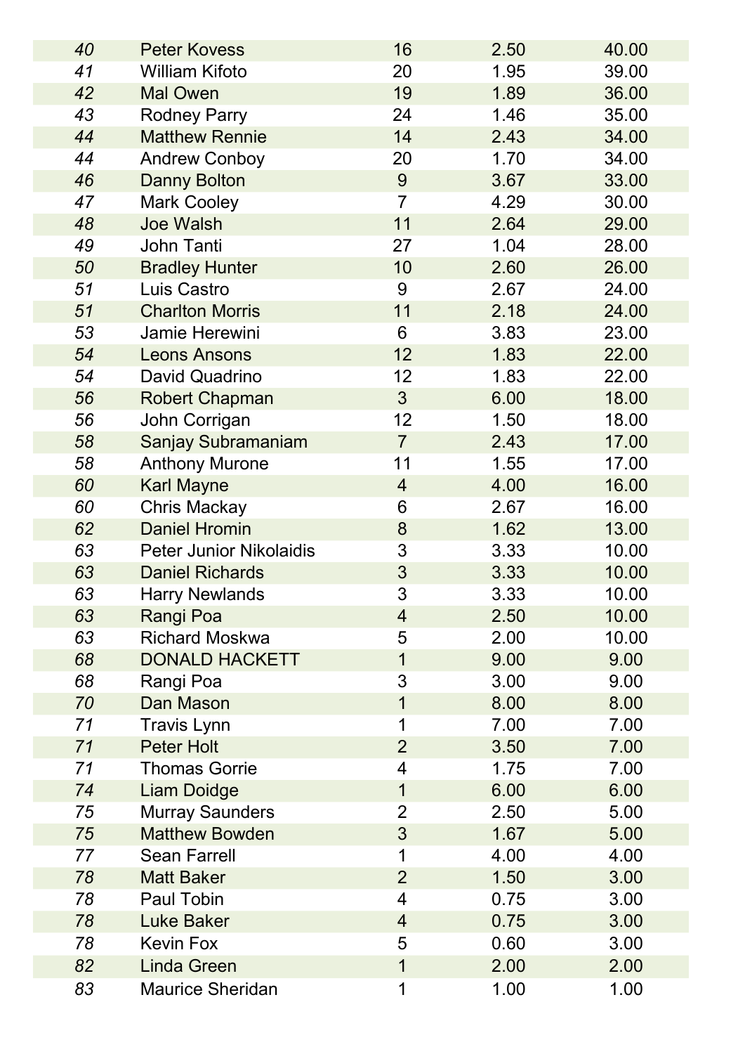| | | | | |
|---|---|---|---|---|
| *40* | Peter Kovess | 16 | 2.50 | 40.00 |
| *41* | William Kifoto | 20 | 1.95 | 39.00 |
| *42* | Mal Owen | 19 | 1.89 | 36.00 |
| *43* | Rodney Parry | 24 | 1.46 | 35.00 |
| *44* | Matthew Rennie | 14 | 2.43 | 34.00 |
| *44* | Andrew Conboy | 20 | 1.70 | 34.00 |
| *46* | Danny Bolton | 9 | 3.67 | 33.00 |
| *47* | Mark Cooley | 7 | 4.29 | 30.00 |
| *48* | Joe Walsh | 11 | 2.64 | 29.00 |
| *49* | John Tanti | 27 | 1.04 | 28.00 |
| *50* | Bradley Hunter | 10 | 2.60 | 26.00 |
| *51* | Luis Castro | 9 | 2.67 | 24.00 |
| *51* | Charlton Morris | 11 | 2.18 | 24.00 |
| *53* | Jamie Herewini | 6 | 3.83 | 23.00 |
| *54* | Leons Ansons | 12 | 1.83 | 22.00 |
| *54* | David Quadrino | 12 | 1.83 | 22.00 |
| *56* | Robert Chapman | 3 | 6.00 | 18.00 |
| *56* | John Corrigan | 12 | 1.50 | 18.00 |
| *58* | Sanjay Subramaniam | 7 | 2.43 | 17.00 |
| *58* | Anthony Murone | 11 | 1.55 | 17.00 |
| *60* | Karl Mayne | 4 | 4.00 | 16.00 |
| *60* | Chris Mackay | 6 | 2.67 | 16.00 |
| *62* | Daniel Hromin | 8 | 1.62 | 13.00 |
| *63* | Peter Junior Nikolaidis | 3 | 3.33 | 10.00 |
| *63* | Daniel Richards | 3 | 3.33 | 10.00 |
| *63* | Harry Newlands | 3 | 3.33 | 10.00 |
| *63* | Rangi Poa | 4 | 2.50 | 10.00 |
| *63* | Richard Moskwa | 5 | 2.00 | 10.00 |
| *68* | DONALD HACKETT | 1 | 9.00 | 9.00 |
| *68* | Rangi Poa | 3 | 3.00 | 9.00 |
| *70* | Dan Mason | 1 | 8.00 | 8.00 |
| *71* | Travis Lynn | 1 | 7.00 | 7.00 |
| *71* | Peter Holt | 2 | 3.50 | 7.00 |
| *71* | Thomas Gorrie | 4 | 1.75 | 7.00 |
| *74* | Liam Doidge | 1 | 6.00 | 6.00 |
| *75* | Murray Saunders | 2 | 2.50 | 5.00 |
| *75* | Matthew Bowden | 3 | 1.67 | 5.00 |
| *77* | Sean Farrell | 1 | 4.00 | 4.00 |
| *78* | Matt Baker | 2 | 1.50 | 3.00 |
| *78* | Paul Tobin | 4 | 0.75 | 3.00 |
| *78* | Luke Baker | 4 | 0.75 | 3.00 |
| *78* | Kevin Fox | 5 | 0.60 | 3.00 |
| *82* | Linda Green | 1 | 2.00 | 2.00 |
| *83* | Maurice Sheridan | 1 | 1.00 | 1.00 |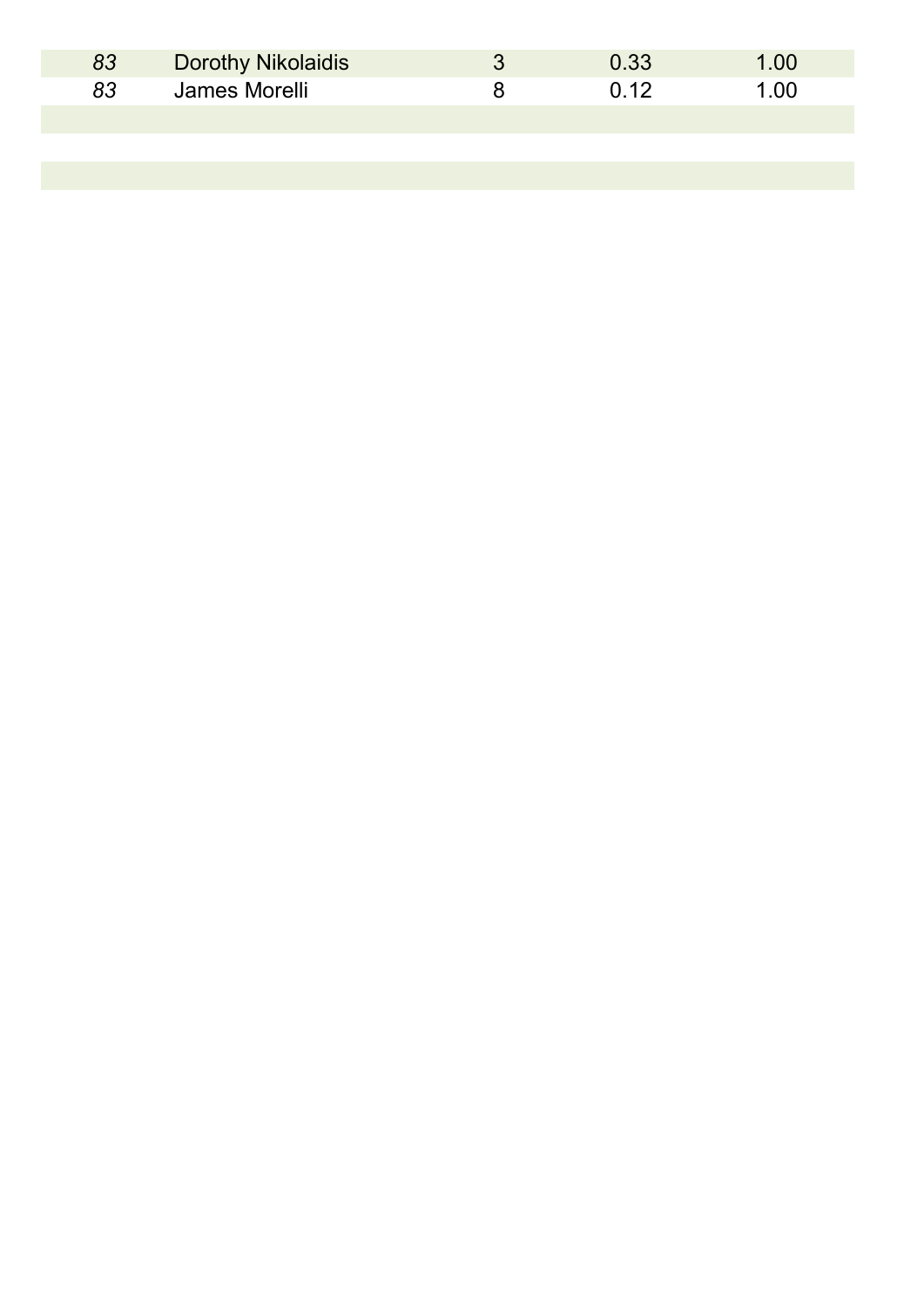| | | | | |
|---|---|---|---|---|
| *83* | Dorothy Nikolaidis | 3 | 0.33 | 1.00 |
| *83* | James Morelli | 8 | 0.12 | 1.00 |